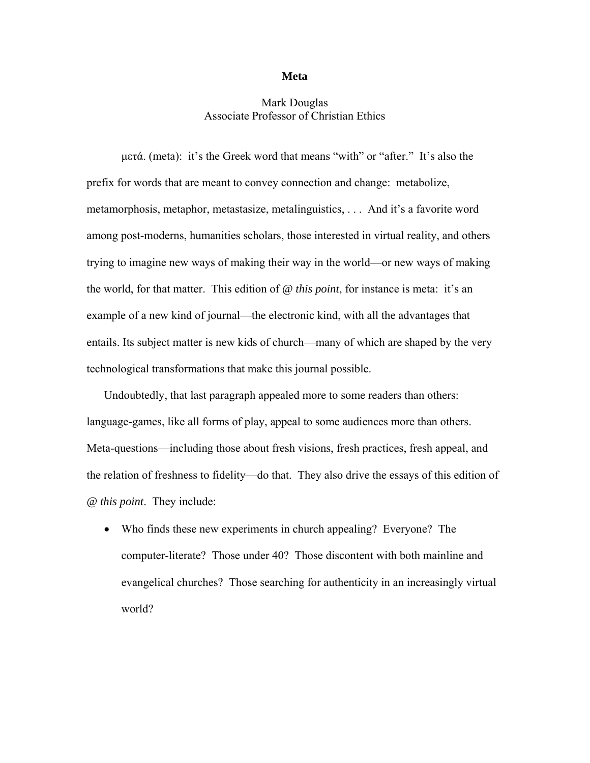# Meta

Mark Douglas
Associate Professor of Christian Ethics

μετά. (meta): it's the Greek word that means "with" or "after." It's also the prefix for words that are meant to convey connection and change: metabolize, metamorphosis, metaphor, metastasize, metalinguistics, . . . And it's a favorite word among post-moderns, humanities scholars, those interested in virtual reality, and others trying to imagine new ways of making their way in the world—or new ways of making the world, for that matter. This edition of *@ this point*, for instance is meta: it's an example of a new kind of journal—the electronic kind, with all the advantages that entails. Its subject matter is new kids of church—many of which are shaped by the very technological transformations that make this journal possible.

Undoubtedly, that last paragraph appealed more to some readers than others: language-games, like all forms of play, appeal to some audiences more than others. Meta-questions—including those about fresh visions, fresh practices, fresh appeal, and the relation of freshness to fidelity—do that. They also drive the essays of this edition of *@ this point*. They include:

- Who finds these new experiments in church appealing? Everyone? The computer-literate? Those under 40? Those discontent with both mainline and evangelical churches? Those searching for authenticity in an increasingly virtual world?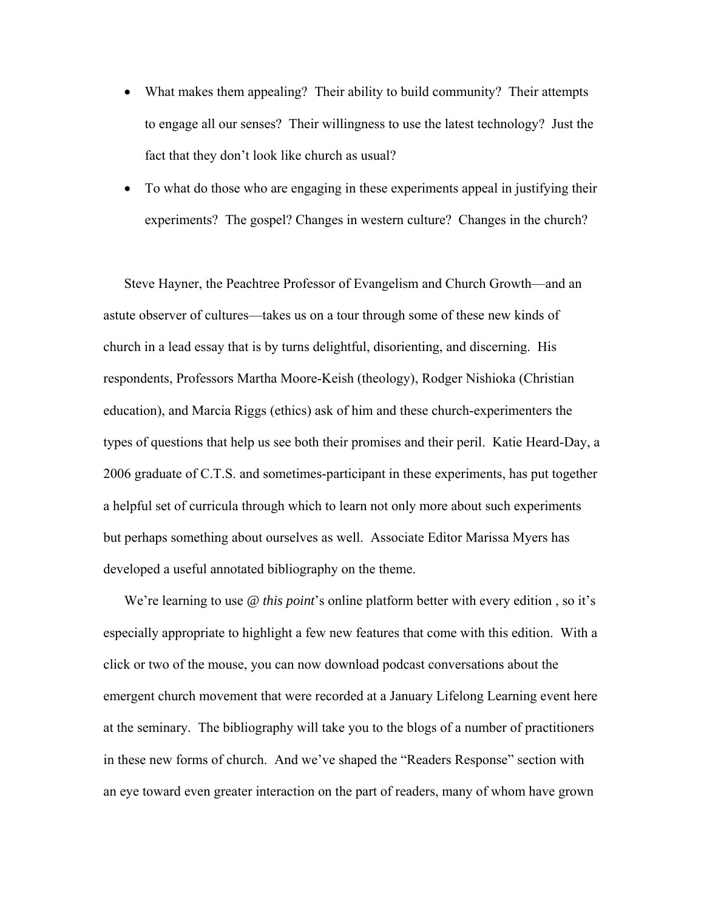- What makes them appealing? Their ability to build community? Their attempts to engage all our senses? Their willingness to use the latest technology? Just the fact that they don't look like church as usual?
- To what do those who are engaging in these experiments appeal in justifying their experiments? The gospel? Changes in western culture? Changes in the church?

Steve Hayner, the Peachtree Professor of Evangelism and Church Growth—and an astute observer of cultures—takes us on a tour through some of these new kinds of church in a lead essay that is by turns delightful, disorienting, and discerning. His respondents, Professors Martha Moore-Keish (theology), Rodger Nishioka (Christian education), and Marcia Riggs (ethics) ask of him and these church-experimenters the types of questions that help us see both their promises and their peril. Katie Heard-Day, a 2006 graduate of C.T.S. and sometimes-participant in these experiments, has put together a helpful set of curricula through which to learn not only more about such experiments but perhaps something about ourselves as well. Associate Editor Marissa Myers has developed a useful annotated bibliography on the theme.

We're learning to use *@ this point*'s online platform better with every edition , so it's especially appropriate to highlight a few new features that come with this edition. With a click or two of the mouse, you can now download podcast conversations about the emergent church movement that were recorded at a January Lifelong Learning event here at the seminary. The bibliography will take you to the blogs of a number of practitioners in these new forms of church. And we've shaped the "Readers Response" section with an eye toward even greater interaction on the part of readers, many of whom have grown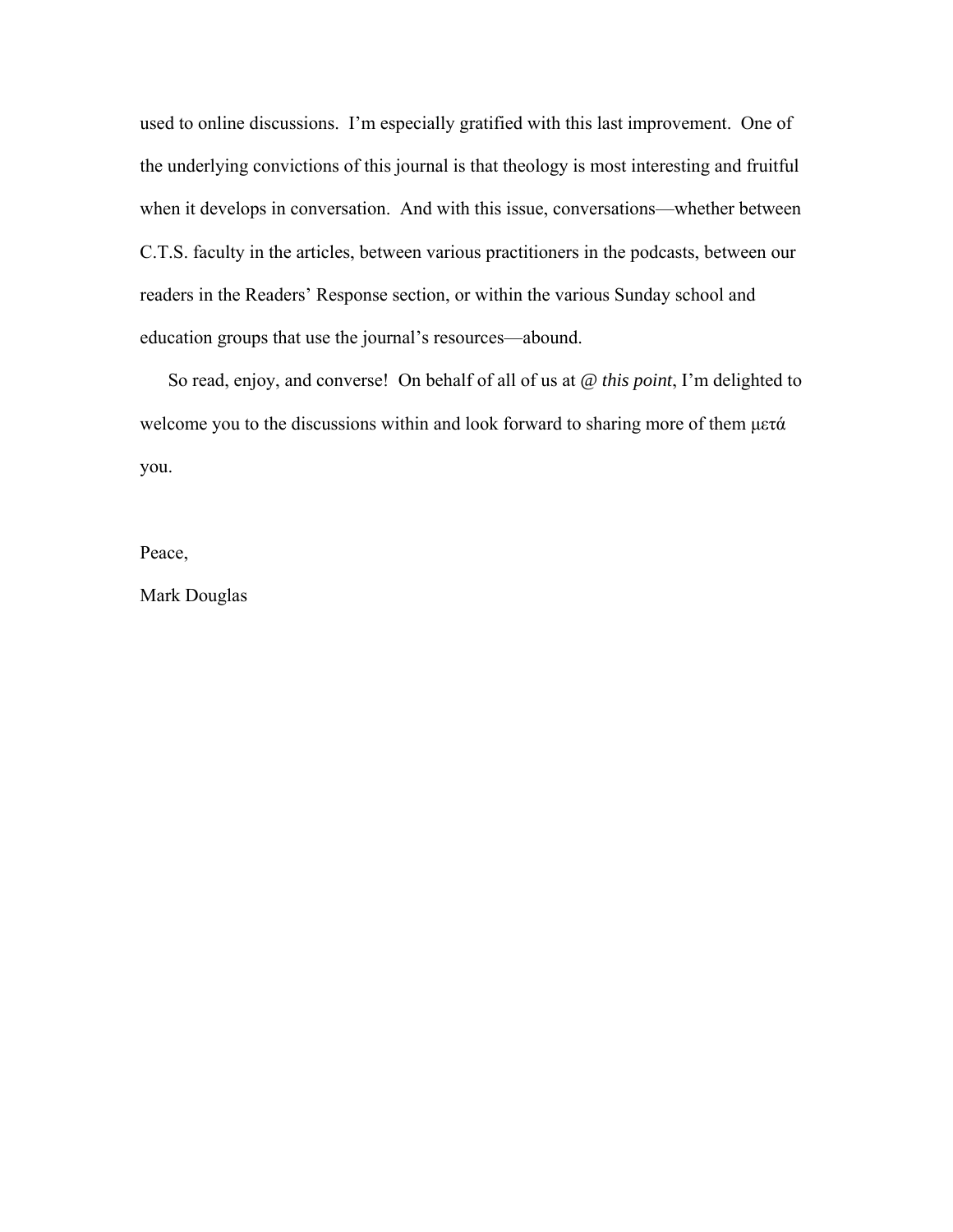used to online discussions.  I'm especially gratified with this last improvement.  One of the underlying convictions of this journal is that theology is most interesting and fruitful when it develops in conversation.  And with this issue, conversations—whether between C.T.S. faculty in the articles, between various practitioners in the podcasts, between our readers in the Readers' Response section, or within the various Sunday school and education groups that use the journal's resources—abound.

So read, enjoy, and converse!  On behalf of all of us at @ *this point*, I'm delighted to welcome you to the discussions within and look forward to sharing more of them μετά you.

Peace,

Mark Douglas